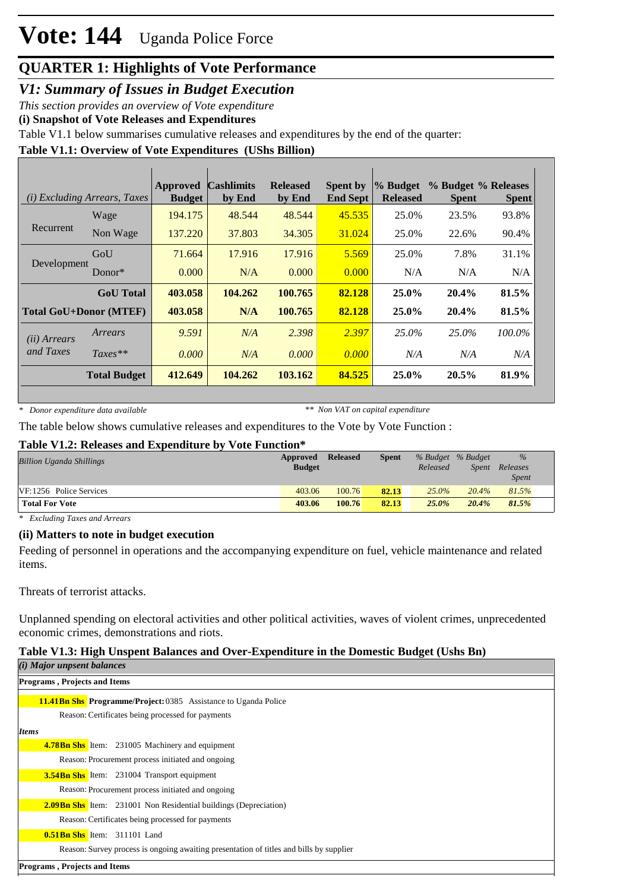# Vote: 144 Uganda Police Force

## QUARTER 1: Highlights of Vote Performance

### V1: Summary of Issues in Budget Execution

*This section provides an overview of Vote expenditure*

**(i) Snapshot of Vote Releases and Expenditures**

Table V1.1 below summarises cumulative releases and expenditures by the end of the quarter:

**Table V1.1: Overview of Vote Expenditures (UShs Billion)**

| *(i) Excluding Arrears, Taxes* | | Approved Budget | Cashlimits by End | Released by End | Spent by End Sept | % Budget Released | % Budget Spent | % Releases Spent |
|---|---|---|---|---|---|---|---|---|
| Recurrent | Wage | 194.175 | 48.544 | 48.544 | 45.535 | 25.0% | 23.5% | 93.8% |
| | Non Wage | 137.220 | 37.803 | 34.305 | 31.024 | 25.0% | 22.6% | 90.4% |
| Development | GoU | 71.664 | 17.916 | 17.916 | 5.569 | 25.0% | 7.8% | 31.1% |
| | Donor* | 0.000 | N/A | 0.000 | 0.000 | N/A | N/A | N/A |
| | **GoU Total** | **403.058** | **104.262** | **100.765** | **82.128** | **25.0%** | **20.4%** | **81.5%** |
| **Total GoU+Donor (MTEF)** | | **403.058** | **N/A** | **100.765** | **82.128** | **25.0%** | **20.4%** | **81.5%** |
| *(ii) Arrears and Taxes* | *Arrears* | *9.591* | *N/A* | *2.398* | *2.397* | *25.0%* | *25.0%* | *100.0%* |
| | *Taxes*** | *0.000* | *N/A* | *0.000* | *0.000* | *N/A* | *N/A* | *N/A* |
| | **Total Budget** | **412.649** | **104.262** | **103.162** | **84.525** | **25.0%** | **20.5%** | **81.9%** |

*\* Donor expenditure data available* &nbsp;&nbsp;&nbsp; *\*\* Non VAT on capital expenditure*

The table below shows cumulative releases and expenditures to the Vote by Vote Function :

**Table V1.2: Releases and Expenditure by Vote Function***

| *Billion Uganda Shillings* | Approved Budget | Released | Spent | *% Budget Released* | *% Budget Spent* | *% Releases Spent* |
|---|---|---|---|---|---|---|
| VF:1256 Police Services | 403.06 | 100.76 | 82.13 | *25.0%* | *20.4%* | *81.5%* |
| **Total For Vote** | **403.06** | **100.76** | **82.13** | ***25.0%*** | ***20.4%*** | ***81.5%*** |

*\* Excluding Taxes and Arrears*

**(ii) Matters to note in budget execution**

Feeding of personnel in operations and the accompanying expenditure on fuel, vehicle maintenance and related items.

Threats of terrorist attacks.

Unplanned spending on electoral activities and other political activities, waves of violent crimes, unprecedented economic crimes, demonstrations and riots.

**Table V1.3: High Unspent Balances and Over-Expenditure in the Domestic Budget (Ushs Bn)**

*(i) Major unpsent balances*

**Programs , Projects and Items**

**11.41Bn Shs** **Programme/Project:** 0385 Assistance to Uganda Police

Reason: Certificates being processed for payments

*Items*

**4.78Bn Shs** Item: 231005 Machinery and equipment

Reason: Procurement process initiated and ongoing

**3.54Bn Shs** Item: 231004 Transport equipment

Reason: Procurement process initiated and ongoing

**2.09Bn Shs** Item: 231001 Non Residential buildings (Depreciation)

Reason: Certificates being processed for payments

**0.51Bn Shs** Item: 311101 Land

Reason: Survey process is ongoing awaiting presentation of titles and bills by supplier

**Programs , Projects and Items**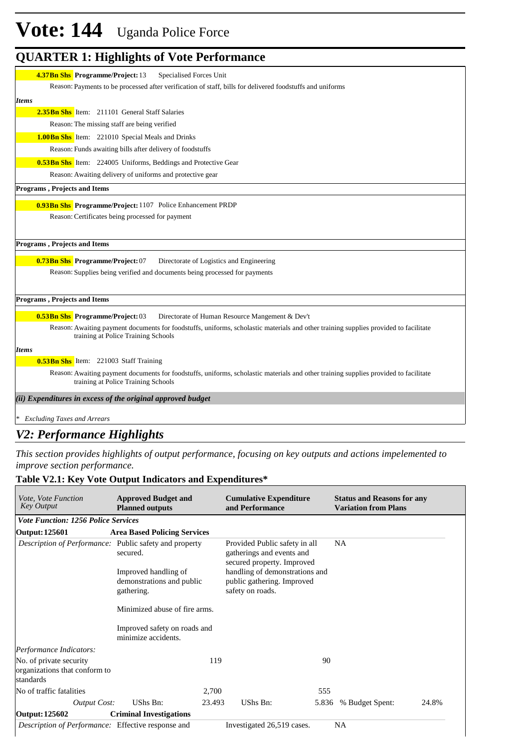# Vote: 144 Uganda Police Force

## QUARTER 1: Highlights of Vote Performance

**4.37Bn Shs** **Programme/Project:** 13 Specialised Forces Unit

Reason: Payments to be processed after verification of staff, bills for delivered foodstuffs and uniforms

*Items*

**2.35Bn Shs** Item: 211101 General Staff Salaries

Reason: The missing staff are being verified

**1.00Bn Shs** Item: 221010 Special Meals and Drinks

Reason: Funds awaiting bills after delivery of foodstuffs

**0.53Bn Shs** Item: 224005 Uniforms, Beddings and Protective Gear

Reason: Awaiting delivery of uniforms and protective gear

**Programs , Projects and Items**

**0.93Bn Shs** **Programme/Project:** 1107 Police Enhancement PRDP

Reason: Certificates being processed for payment

**Programs , Projects and Items**

**0.73Bn Shs** **Programme/Project:** 07 Directorate of Logistics and Engineering

Reason: Supplies being verified and documents being processed for payments

**Programs , Projects and Items**

**0.53Bn Shs** **Programme/Project:** 03 Directorate of Human Resource Mangement & Dev't

Reason: Awaiting payment documents for foodstuffs, uniforms, scholastic materials and other training supplies provided to facilitate training at Police Training Schools

*Items*

**0.53Bn Shs** Item: 221003 Staff Training

Reason: Awaiting payment documents for foodstuffs, uniforms, scholastic materials and other training supplies provided to facilitate training at Police Training Schools

***(ii) Expenditures in excess of the original approved budget***

*\* Excluding Taxes and Arrears*

## *V2: Performance Highlights*

*This section provides highlights of output performance, focusing on key outputs and actions impelemented to improve section performance.*

### Table V2.1: Key Vote Output Indicators and Expenditures*

| *Vote, Vote Function Key Output* | **Approved Budget and Planned outputs** | | **Cumulative Expenditure and Performance** | | **Status and Reasons for any Variation from Plans** | |
|---|---|---|---|---|---|---|
| ***Vote Function: 1256 Police Services*** | | | | | | |
| **Output: 125601** | **Area Based Policing Services** | | | | | |
| *Description of Performance:* | Public safety and property secured.<br><br>Improved handling of demonstrations and public gathering.<br><br>Minimized abuse of fire arms.<br><br>Improved safety on roads and minimize accidents. | | Provided Public safety in all gatherings and events and secured property. Improved handling of demonstrations and public gathering. Improved safety on roads. | | NA | |
| *Performance Indicators:* | | | | | | |
| No. of private security organizations that conform to standards | | 119 | | 90 | | |
| No of traffic fatalities | | 2,700 | | 555 | | |
| *Output Cost:* | UShs Bn: | 23.493 | UShs Bn: | 5.836 | % Budget Spent: | 24.8% |
| **Output: 125602** | **Criminal Investigations** | | | | | |
| *Description of Performance:* | Effective response and | | Investigated 26,519 cases. | | NA | |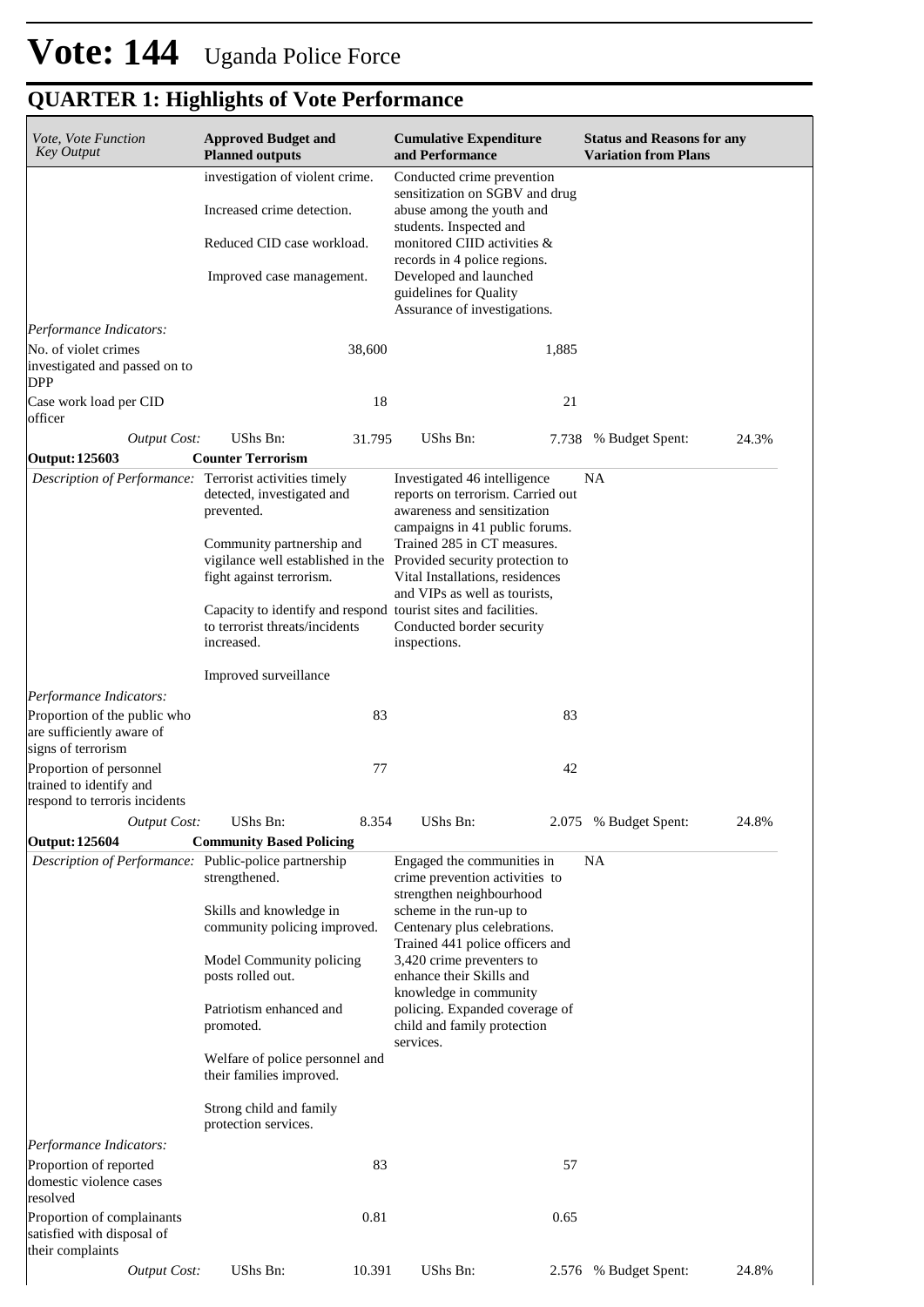# Vote: 144 Uganda Police Force

## QUARTER 1: Highlights of Vote Performance

| *Vote, Vote Function Key Output* | **Approved Budget and Planned outputs** | | **Cumulative Expenditure and Performance** | | **Status and Reasons for any Variation from Plans** | |
|---|---|---|---|---|---|---|
| | investigation of violent crime.<br><br>Increased crime detection.<br><br>Reduced CID case workload.<br><br>Improved case management. | | Conducted crime prevention sensitization on SGBV and drug abuse among the youth and students. Inspected and monitored CIID activities & records in 4 police regions. Developed and launched guidelines for Quality Assurance of investigations. | | | |
| *Performance Indicators:* | | | | | | |
| No. of violet crimes investigated and passed on to DPP | | 38,600 | | 1,885 | | |
| Case work load per CID officer | | 18 | | 21 | | |
| *Output Cost:* | UShs Bn: | 31.795 | UShs Bn: | 7.738 | % Budget Spent: | 24.3% |
| **Output: 125603** | **Counter Terrorism** | | | | | |
| *Description of Performance:* | Terrorist activities timely detected, investigated and prevented.<br><br>Community partnership and vigilance well established in the fight against terrorism.<br><br>Capacity to identify and respond to terrorist threats/incidents increased.<br><br>Improved surveillance | | Investigated 46 intelligence reports on terrorism. Carried out awareness and sensitization campaigns in 41 public forums. Trained 285 in CT measures. Provided security protection to Vital Installations, residences and VIPs as well as tourists, tourist sites and facilities. Conducted border security inspections. | | NA | |
| *Performance Indicators:* | | | | | | |
| Proportion of the public who are sufficiently aware of signs of terrorism | | 83 | | 83 | | |
| Proportion of personnel trained to identify and respond to terroris incidents | | 77 | | 42 | | |
| *Output Cost:* | UShs Bn: | 8.354 | UShs Bn: | 2.075 | % Budget Spent: | 24.8% |
| **Output: 125604** | **Community Based Policing** | | | | | |
| *Description of Performance:* | Public-police partnership strengthened.<br><br>Skills and knowledge in community policing improved.<br><br>Model Community policing posts rolled out.<br><br>Patriotism enhanced and promoted.<br><br>Welfare of police personnel and their families improved.<br><br>Strong child and family protection services. | | Engaged the communities in crime prevention activities to strengthen neighbourhood scheme in the run-up to Centenary plus celebrations. Trained 441 police officers and 3,420 crime preventers to enhance their Skills and knowledge in community policing. Expanded coverage of child and family protection services. | | NA | |
| *Performance Indicators:* | | | | | | |
| Proportion of reported domestic violence cases resolved | | 83 | | 57 | | |
| Proportion of complainants satisfied with disposal of their complaints | | 0.81 | | 0.65 | | |
| *Output Cost:* | UShs Bn: | 10.391 | UShs Bn: | 2.576 | % Budget Spent: | 24.8% |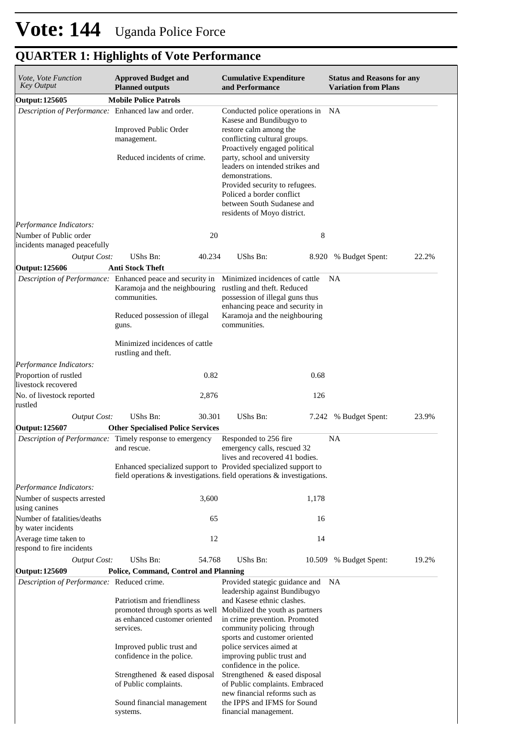# Vote: 144 Uganda Police Force

## QUARTER 1: Highlights of Vote Performance

| *Vote, Vote Function Key Output* | **Approved Budget and Planned outputs** | | **Cumulative Expenditure and Performance** | | **Status and Reasons for any Variation from Plans** | |
|---|---|---|---|---|---|---|
| **Output: 125605** | **Mobile Police Patrols** | | | | | |
| *Description of Performance:* | Enhanced law and order.<br><br>Improved Public Order management.<br><br>Reduced incidents of crime. | | Conducted police operations in Kasese and Bundibugyo to restore calm among the conflicting cultural groups. Proactively engaged political party, school and university leaders on intended strikes and demonstrations.<br>Provided security to refugees.<br>Policed a border conflict between South Sudanese and residents of Moyo district. | | NA | |
| *Performance Indicators:* | | | | | | |
| Number of Public order incidents managed peacefully | | 20 | | 8 | | |
| *Output Cost:* | UShs Bn: | 40.234 | UShs Bn: | 8.920 | % Budget Spent: | 22.2% |
| **Output: 125606** | **Anti Stock Theft** | | | | | |
| *Description of Performance:* | Enhanced peace and security in Karamoja and the neighbouring communities.<br><br>Reduced possession of illegal guns.<br><br>Minimized incidences of cattle rustling and theft. | | Minimized incidences of cattle rustling and theft. Reduced possession of illegal guns thus enhancing peace and security in Karamoja and the neighbouring communities. | | NA | |
| *Performance Indicators:* | | | | | | |
| Proportion of rustled livestock recovered | | 0.82 | | 0.68 | | |
| No. of livestock reported rustled | | 2,876 | | 126 | | |
| *Output Cost:* | UShs Bn: | 30.301 | UShs Bn: | 7.242 | % Budget Spent: | 23.9% |
| **Output: 125607** | **Other Specialised Police Services** | | | | | |
| *Description of Performance:* | Timely response to emergency and rescue.<br><br>Enhanced specialized support to field operations & investigations. | | Responded to 256 fire emergency calls, rescued 32 lives and recovered 41 bodies.<br><br>Provided specialized support to field operations & investigations. | | NA | |
| *Performance Indicators:* | | | | | | |
| Number of suspects arrested using canines | | 3,600 | | 1,178 | | |
| Number of fatalities/deaths by water incidents | | 65 | | 16 | | |
| Average time taken to respond to fire incidents | | 12 | | 14 | | |
| *Output Cost:* | UShs Bn: | 54.768 | UShs Bn: | 10.509 | % Budget Spent: | 19.2% |
| **Output: 125609** | **Police, Command, Control and Planning** | | | | | |
| *Description of Performance:* | Reduced crime.<br><br>Patriotism and friendliness promoted through sports as well as enhanced customer oriented services.<br><br>Improved public trust and confidence in the police.<br><br>Strengthened & eased disposal of Public complaints.<br><br>Sound financial management systems. | | Provided stategic guidance and leadership against Bundibugyo and Kasese ethnic clashes. Mobilized the youth as partners in crime prevention. Promoted community policing through sports and customer oriented police services aimed at improving public trust and confidence in the police. Strengthened & eased disposal of Public complaints. Embraced new financial reforms such as the IPPS and IFMS for Sound financial management. | | NA | |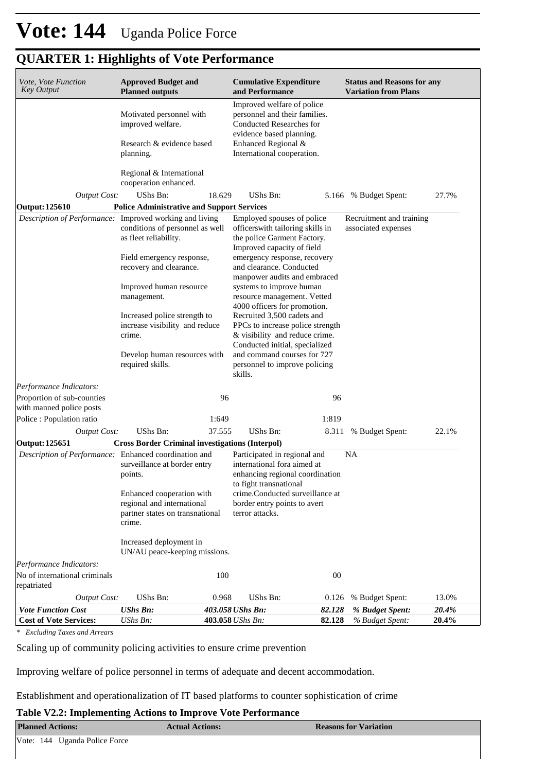# Vote: 144 Uganda Police Force

## QUARTER 1: Highlights of Vote Performance

| *Vote, Vote Function Key Output* | **Approved Budget and Planned outputs** | | **Cumulative Expenditure and Performance** | | **Status and Reasons for any Variation from Plans** | |
|---|---|---|---|---|---|---|
| | Motivated personnel with improved welfare.<br><br>Research & evidence based planning.<br><br>Regional & International cooperation enhanced. | | Improved welfare of police personnel and their families. Conducted Researches for evidence based planning. Enhanced Regional & International cooperation. | | | |
| *Output Cost:* | UShs Bn: | 18.629 | UShs Bn: | 5.166 | % Budget Spent: | 27.7% |
| **Output: 125610** | **Police Administrative and Support Services** | | | | | |
| *Description of Performance:* | Improved working and living conditions of personnel as well as fleet reliability.<br><br>Field emergency response, recovery and clearance.<br><br>Improved human resource management.<br><br>Increased police strength to increase visibility and reduce crime.<br><br>Develop human resources with required skills. | | Employed spouses of police officerswith tailoring skills in the police Garment Factory. Improved capacity of field emergency response, recovery and clearance. Conducted manpower audits and embraced systems to improve human resource management. Vetted 4000 officers for promotion. Recruited 3,500 cadets and PPCs to increase police strength & visibility and reduce crime. Conducted initial, specialized and command courses for 727 personnel to improve policing skills. | | Recruitment and training associated expenses | |
| *Performance Indicators:* | | | | | | |
| Proportion of sub-counties with manned police posts | | 96 | | 96 | | |
| Police : Population ratio | | 1:649 | | 1:819 | | |
| *Output Cost:* | UShs Bn: | 37.555 | UShs Bn: | 8.311 | % Budget Spent: | 22.1% |
| **Output: 125651** | **Cross Border Criminal investigations (Interpol)** | | | | | |
| *Description of Performance:* | Enhanced coordination and surveillance at border entry points.<br><br>Enhanced cooperation with regional and international partner states on transnational crime.<br><br>Increased deployment in UN/AU peace-keeping missions. | | Participated in regional and international fora aimed at enhancing regional coordination to fight transnational crime.Conducted surveillance at border entry points to avert terror attacks. | | NA | |
| *Performance Indicators:* | | | | | | |
| No of international criminals repatriated | | 100 | | 00 | | |
| *Output Cost:* | UShs Bn: | 0.968 | UShs Bn: | 0.126 | % Budget Spent: | 13.0% |
| ***Vote Function Cost*** | ***UShs Bn:*** | ***403.058*** | ***UShs Bn:*** | ***82.128*** | ***% Budget Spent:*** | ***20.4%*** |
| **Cost of Vote Services:** | *UShs Bn:* | **403.058** | *UShs Bn:* | **82.128** | *% Budget Spent:* | **20.4%** |

*\* Excluding Taxes and Arrears*

Scaling up of community policing activities to ensure crime prevention

Improving welfare of police personnel in terms of adequate and decent accommodation.

Establishment and operationalization of IT based platforms to counter sophistication of crime

**Table V2.2: Implementing Actions to Improve Vote Performance**

| **Planned Actions:** | **Actual Actions:** | **Reasons for Variation** |
|---|---|---|
| Vote: 144 Uganda Police Force | | |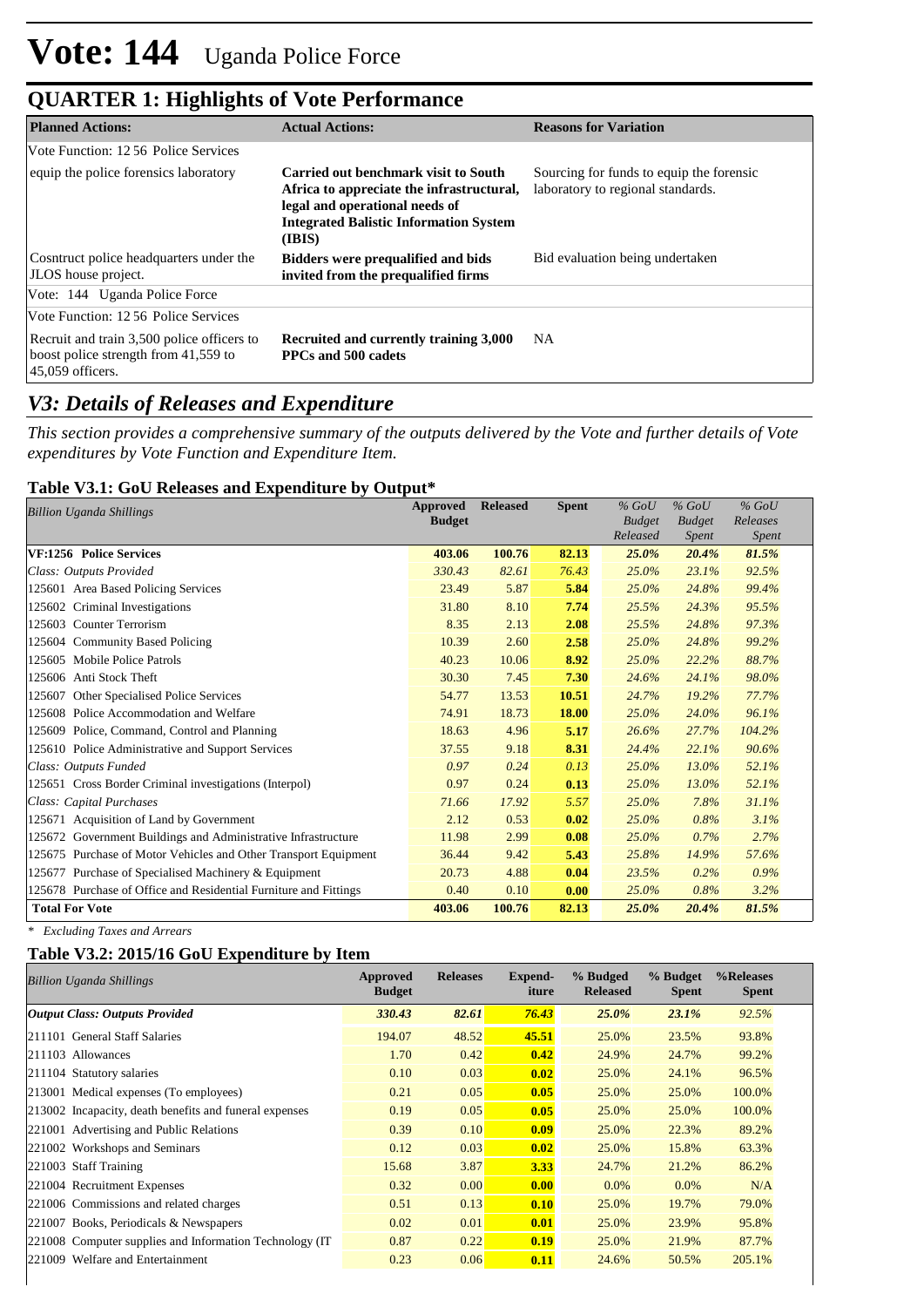# Vote: 144 Uganda Police Force

## QUARTER 1: Highlights of Vote Performance

| Planned Actions: | Actual Actions: | Reasons for Variation |
|---|---|---|
| Vote Function: 12 56 Police Services | | |
| equip the police forensics laboratory | **Carried out benchmark visit to South Africa to appreciate the infrastructural, legal and operational needs of Integrated Balistic Information System (IBIS)** | Sourcing for funds to equip the forensic laboratory to regional standards. |
| Cosntruct police headquarters under the JLOS house project. | **Bidders were prequalified and bids invited from the prequalified firms** | Bid evaluation being undertaken |
| Vote: 144 Uganda Police Force | | |
| Vote Function: 12 56 Police Services | | |
| Recruit and train 3,500 police officers to boost police strength from 41,559 to 45,059 officers. | **Recruited and currently training 3,000 PPCs and 500 cadets** | NA |

## V3: Details of Releases and Expenditure

*This section provides a comprehensive summary of the outputs delivered by the Vote and further details of Vote expenditures by Vote Function and Expenditure Item.*

### Table V3.1: GoU Releases and Expenditure by Output*

| *Billion Uganda Shillings* | Approved Budget | Released | Spent | *% GoU Budget Released* | *% GoU Budget Spent* | *% GoU Releases Spent* |
|---|---|---|---|---|---|---|
| **VF:1256 Police Services** | **403.06** | **100.76** | **82.13** | ***25.0%*** | ***20.4%*** | ***81.5%*** |
| *Class: Outputs Provided* | *330.43* | *82.61* | *76.43* | *25.0%* | *23.1%* | *92.5%* |
| 125601 Area Based Policing Services | 23.49 | 5.87 | **5.84** | *25.0%* | *24.8%* | *99.4%* |
| 125602 Criminal Investigations | 31.80 | 8.10 | **7.74** | *25.5%* | *24.3%* | *95.5%* |
| 125603 Counter Terrorism | 8.35 | 2.13 | **2.08** | *25.5%* | *24.8%* | *97.3%* |
| 125604 Community Based Policing | 10.39 | 2.60 | **2.58** | *25.0%* | *24.8%* | *99.2%* |
| 125605 Mobile Police Patrols | 40.23 | 10.06 | **8.92** | *25.0%* | *22.2%* | *88.7%* |
| 125606 Anti Stock Theft | 30.30 | 7.45 | **7.30** | *24.6%* | *24.1%* | *98.0%* |
| 125607 Other Specialised Police Services | 54.77 | 13.53 | **10.51** | *24.7%* | *19.2%* | *77.7%* |
| 125608 Police Accommodation and Welfare | 74.91 | 18.73 | **18.00** | *25.0%* | *24.0%* | *96.1%* |
| 125609 Police, Command, Control and Planning | 18.63 | 4.96 | **5.17** | *26.6%* | *27.7%* | *104.2%* |
| 125610 Police Administrative and Support Services | 37.55 | 9.18 | **8.31** | *24.4%* | *22.1%* | *90.6%* |
| *Class: Outputs Funded* | *0.97* | *0.24* | *0.13* | *25.0%* | *13.0%* | *52.1%* |
| 125651 Cross Border Criminal investigations (Interpol) | 0.97 | 0.24 | **0.13** | *25.0%* | *13.0%* | *52.1%* |
| *Class: Capital Purchases* | *71.66* | *17.92* | *5.57* | *25.0%* | *7.8%* | *31.1%* |
| 125671 Acquisition of Land by Government | 2.12 | 0.53 | **0.02** | *25.0%* | *0.8%* | *3.1%* |
| 125672 Government Buildings and Administrative Infrastructure | 11.98 | 2.99 | **0.08** | *25.0%* | *0.7%* | *2.7%* |
| 125675 Purchase of Motor Vehicles and Other Transport Equipment | 36.44 | 9.42 | **5.43** | *25.8%* | *14.9%* | *57.6%* |
| 125677 Purchase of Specialised Machinery & Equipment | 20.73 | 4.88 | **0.04** | *23.5%* | *0.2%* | *0.9%* |
| 125678 Purchase of Office and Residential Furniture and Fittings | 0.40 | 0.10 | **0.00** | *25.0%* | *0.8%* | *3.2%* |
| **Total For Vote** | **403.06** | **100.76** | **82.13** | ***25.0%*** | ***20.4%*** | ***81.5%*** |

*\* Excluding Taxes and Arrears*

### Table V3.2: 2015/16 GoU Expenditure by Item

| *Billion Uganda Shillings* | Approved Budget | Releases | Expend-iture | % Budgeted Released | % Budget Spent | %Releases Spent |
|---|---|---|---|---|---|---|
| ***Output Class: Outputs Provided*** | ***330.43*** | ***82.61*** | ***76.43*** | ***25.0%*** | ***23.1%*** | *92.5%* |
| 211101 General Staff Salaries | 194.07 | 48.52 | **45.51** | 25.0% | 23.5% | 93.8% |
| 211103 Allowances | 1.70 | 0.42 | **0.42** | 24.9% | 24.7% | 99.2% |
| 211104 Statutory salaries | 0.10 | 0.03 | **0.02** | 25.0% | 24.1% | 96.5% |
| 213001 Medical expenses (To employees) | 0.21 | 0.05 | **0.05** | 25.0% | 25.0% | 100.0% |
| 213002 Incapacity, death benefits and funeral expenses | 0.19 | 0.05 | **0.05** | 25.0% | 25.0% | 100.0% |
| 221001 Advertising and Public Relations | 0.39 | 0.10 | **0.09** | 25.0% | 22.3% | 89.2% |
| 221002 Workshops and Seminars | 0.12 | 0.03 | **0.02** | 25.0% | 15.8% | 63.3% |
| 221003 Staff Training | 15.68 | 3.87 | **3.33** | 24.7% | 21.2% | 86.2% |
| 221004 Recruitment Expenses | 0.32 | 0.00 | **0.00** | 0.0% | 0.0% | N/A |
| 221006 Commissions and related charges | 0.51 | 0.13 | **0.10** | 25.0% | 19.7% | 79.0% |
| 221007 Books, Periodicals & Newspapers | 0.02 | 0.01 | **0.01** | 25.0% | 23.9% | 95.8% |
| 221008 Computer supplies and Information Technology (IT | 0.87 | 0.22 | **0.19** | 25.0% | 21.9% | 87.7% |
| 221009 Welfare and Entertainment | 0.23 | 0.06 | **0.11** | 24.6% | 50.5% | 205.1% |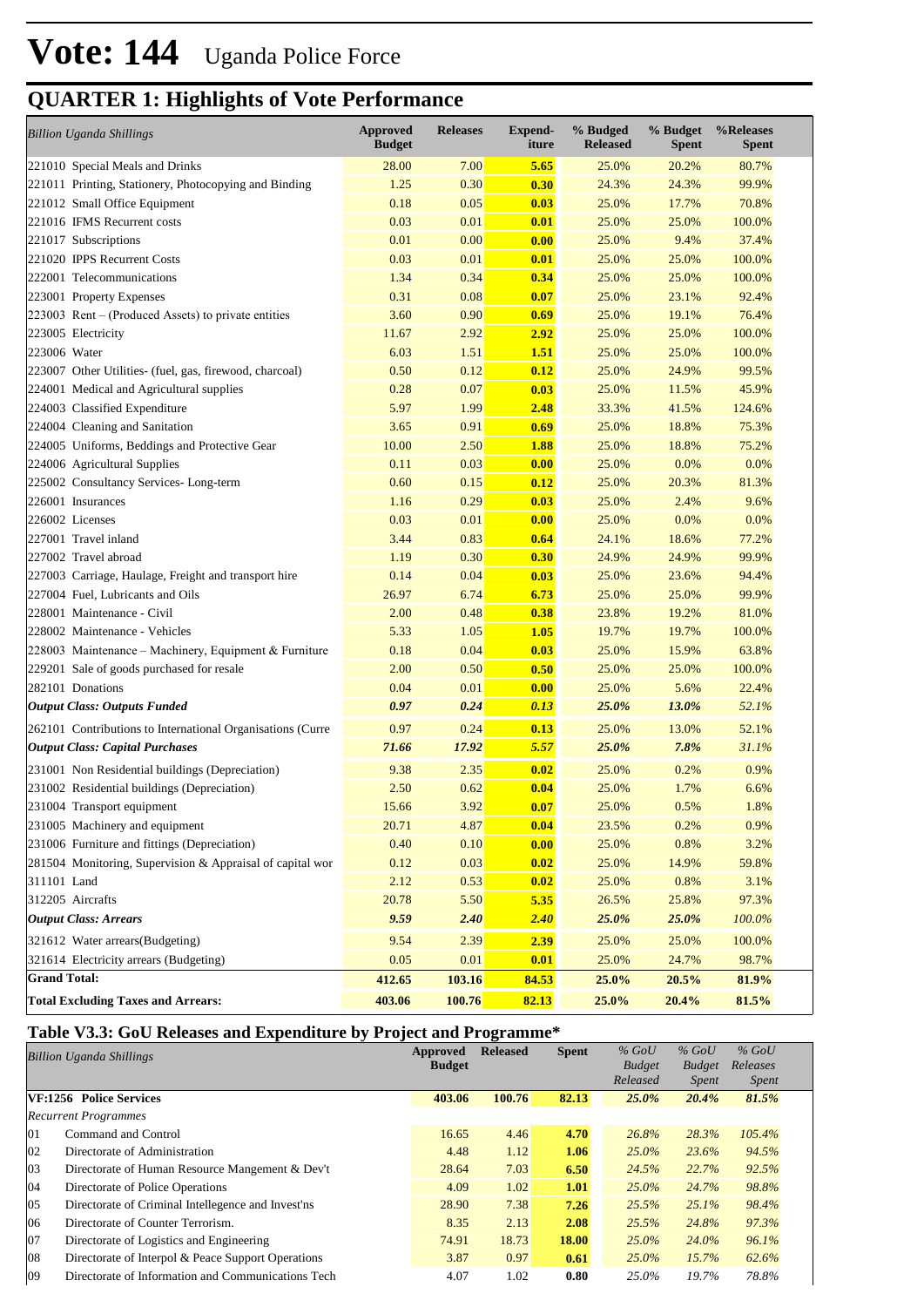# Vote: 144 Uganda Police Force

## QUARTER 1: Highlights of Vote Performance

| *Billion Uganda Shillings* | Approved Budget | Releases | Expend-iture | % Budged Released | % Budget Spent | %Releases Spent |
|---|---|---|---|---|---|---|
| 221010 Special Meals and Drinks | 28.00 | 7.00 | **5.65** | 25.0% | 20.2% | 80.7% |
| 221011 Printing, Stationery, Photocopying and Binding | 1.25 | 0.30 | **0.30** | 24.3% | 24.3% | 99.9% |
| 221012 Small Office Equipment | 0.18 | 0.05 | **0.03** | 25.0% | 17.7% | 70.8% |
| 221016 IFMS Recurrent costs | 0.03 | 0.01 | **0.01** | 25.0% | 25.0% | 100.0% |
| 221017 Subscriptions | 0.01 | 0.00 | **0.00** | 25.0% | 9.4% | 37.4% |
| 221020 IPPS Recurrent Costs | 0.03 | 0.01 | **0.01** | 25.0% | 25.0% | 100.0% |
| 222001 Telecommunications | 1.34 | 0.34 | **0.34** | 25.0% | 25.0% | 100.0% |
| 223001 Property Expenses | 0.31 | 0.08 | **0.07** | 25.0% | 23.1% | 92.4% |
| 223003 Rent – (Produced Assets) to private entities | 3.60 | 0.90 | **0.69** | 25.0% | 19.1% | 76.4% |
| 223005 Electricity | 11.67 | 2.92 | **2.92** | 25.0% | 25.0% | 100.0% |
| 223006 Water | 6.03 | 1.51 | **1.51** | 25.0% | 25.0% | 100.0% |
| 223007 Other Utilities- (fuel, gas, firewood, charcoal) | 0.50 | 0.12 | **0.12** | 25.0% | 24.9% | 99.5% |
| 224001 Medical and Agricultural supplies | 0.28 | 0.07 | **0.03** | 25.0% | 11.5% | 45.9% |
| 224003 Classified Expenditure | 5.97 | 1.99 | **2.48** | 33.3% | 41.5% | 124.6% |
| 224004 Cleaning and Sanitation | 3.65 | 0.91 | **0.69** | 25.0% | 18.8% | 75.3% |
| 224005 Uniforms, Beddings and Protective Gear | 10.00 | 2.50 | **1.88** | 25.0% | 18.8% | 75.2% |
| 224006 Agricultural Supplies | 0.11 | 0.03 | **0.00** | 25.0% | 0.0% | 0.0% |
| 225002 Consultancy Services- Long-term | 0.60 | 0.15 | **0.12** | 25.0% | 20.3% | 81.3% |
| 226001 Insurances | 1.16 | 0.29 | **0.03** | 25.0% | 2.4% | 9.6% |
| 226002 Licenses | 0.03 | 0.01 | **0.00** | 25.0% | 0.0% | 0.0% |
| 227001 Travel inland | 3.44 | 0.83 | **0.64** | 24.1% | 18.6% | 77.2% |
| 227002 Travel abroad | 1.19 | 0.30 | **0.30** | 24.9% | 24.9% | 99.9% |
| 227003 Carriage, Haulage, Freight and transport hire | 0.14 | 0.04 | **0.03** | 25.0% | 23.6% | 94.4% |
| 227004 Fuel, Lubricants and Oils | 26.97 | 6.74 | **6.73** | 25.0% | 25.0% | 99.9% |
| 228001 Maintenance - Civil | 2.00 | 0.48 | **0.38** | 23.8% | 19.2% | 81.0% |
| 228002 Maintenance - Vehicles | 5.33 | 1.05 | **1.05** | 19.7% | 19.7% | 100.0% |
| 228003 Maintenance – Machinery, Equipment & Furniture | 0.18 | 0.04 | **0.03** | 25.0% | 15.9% | 63.8% |
| 229201 Sale of goods purchased for resale | 2.00 | 0.50 | **0.50** | 25.0% | 25.0% | 100.0% |
| 282101 Donations | 0.04 | 0.01 | **0.00** | 25.0% | 5.6% | 22.4% |
| ***Output Class: Outputs Funded*** | ***0.97*** | ***0.24*** | ***0.13*** | ***25.0%*** | ***13.0%*** | *52.1%* |
| 262101 Contributions to International Organisations (Curre | 0.97 | 0.24 | **0.13** | 25.0% | 13.0% | 52.1% |
| ***Output Class: Capital Purchases*** | ***71.66*** | ***17.92*** | ***5.57*** | ***25.0%*** | ***7.8%*** | *31.1%* |
| 231001 Non Residential buildings (Depreciation) | 9.38 | 2.35 | **0.02** | 25.0% | 0.2% | 0.9% |
| 231002 Residential buildings (Depreciation) | 2.50 | 0.62 | **0.04** | 25.0% | 1.7% | 6.6% |
| 231004 Transport equipment | 15.66 | 3.92 | **0.07** | 25.0% | 0.5% | 1.8% |
| 231005 Machinery and equipment | 20.71 | 4.87 | **0.04** | 23.5% | 0.2% | 0.9% |
| 231006 Furniture and fittings (Depreciation) | 0.40 | 0.10 | **0.00** | 25.0% | 0.8% | 3.2% |
| 281504 Monitoring, Supervision & Appraisal of capital wor | 0.12 | 0.03 | **0.02** | 25.0% | 14.9% | 59.8% |
| 311101 Land | 2.12 | 0.53 | **0.02** | 25.0% | 0.8% | 3.1% |
| 312205 Aircrafts | 20.78 | 5.50 | **5.35** | 26.5% | 25.8% | 97.3% |
| ***Output Class: Arrears*** | ***9.59*** | ***2.40*** | ***2.40*** | ***25.0%*** | ***25.0%*** | *100.0%* |
| 321612 Water arrears(Budgeting) | 9.54 | 2.39 | **2.39** | 25.0% | 25.0% | 100.0% |
| 321614 Electricity arrears (Budgeting) | 0.05 | 0.01 | **0.01** | 25.0% | 24.7% | 98.7% |
| **Grand Total:** | **412.65** | **103.16** | **84.53** | **25.0%** | **20.5%** | **81.9%** |
| **Total Excluding Taxes and Arrears:** | **403.06** | **100.76** | **82.13** | **25.0%** | **20.4%** | **81.5%** |

### Table V3.3: GoU Releases and Expenditure by Project and Programme*

| *Billion Uganda Shillings* | | Approved Budget | Released | Spent | *% GoU Budget Released* | *% GoU Budget Spent* | *% GoU Releases Spent* |
|---|---|---|---|---|---|---|---|
| **VF:1256 Police Services** | | **403.06** | **100.76** | **82.13** | ***25.0%*** | ***20.4%*** | ***81.5%*** |
| *Recurrent Programmes* | | | | | | | |
| 01 | Command and Control | 16.65 | 4.46 | **4.70** | *26.8%* | *28.3%* | *105.4%* |
| 02 | Directorate of Administration | 4.48 | 1.12 | **1.06** | *25.0%* | *23.6%* | *94.5%* |
| 03 | Directorate of Human Resource Mangement & Dev't | 28.64 | 7.03 | **6.50** | *24.5%* | *22.7%* | *92.5%* |
| 04 | Directorate of Police Operations | 4.09 | 1.02 | **1.01** | *25.0%* | *24.7%* | *98.8%* |
| 05 | Directorate of Criminal Intellegence and Invest'ns | 28.90 | 7.38 | **7.26** | *25.5%* | *25.1%* | *98.4%* |
| 06 | Directorate of Counter Terrorism. | 8.35 | 2.13 | **2.08** | *25.5%* | *24.8%* | *97.3%* |
| 07 | Directorate of Logistics and Engineering | 74.91 | 18.73 | **18.00** | *25.0%* | *24.0%* | *96.1%* |
| 08 | Directorate of Interpol & Peace Support Operations | 3.87 | 0.97 | **0.61** | *25.0%* | *15.7%* | *62.6%* |
| 09 | Directorate of Information and Communications Tech | 4.07 | 1.02 | **0.80** | *25.0%* | *19.7%* | *78.8%* |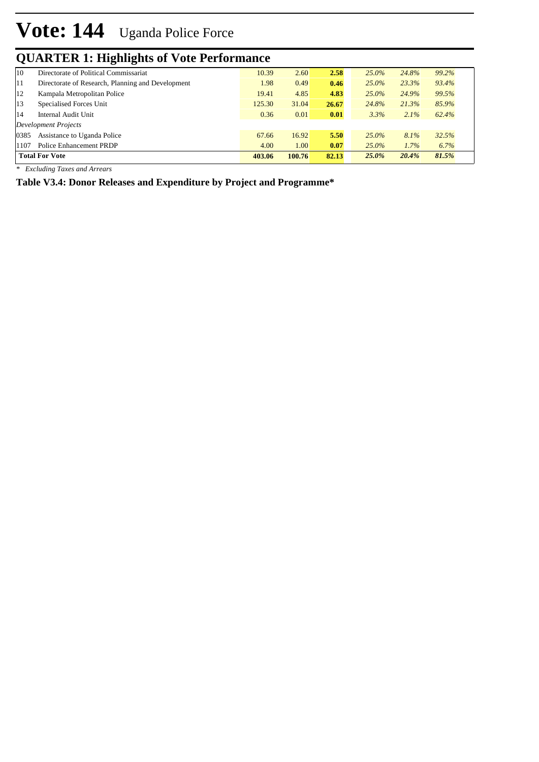# Vote: 144 Uganda Police Force

## QUARTER 1: Highlights of Vote Performance

| | | | | | | | |
|---|---|---|---|---|---|---|---|
| 10 | Directorate of Political Commissariat | 10.39 | 2.60 | **2.58** | *25.0%* | *24.8%* | *99.2%* |
| 11 | Directorate of Research, Planning and Development | 1.98 | 0.49 | **0.46** | *25.0%* | *23.3%* | *93.4%* |
| 12 | Kampala Metropolitan Police | 19.41 | 4.85 | **4.83** | *25.0%* | *24.9%* | *99.5%* |
| 13 | Specialised Forces Unit | 125.30 | 31.04 | **26.67** | *24.8%* | *21.3%* | *85.9%* |
| 14 | Internal Audit Unit | 0.36 | 0.01 | **0.01** | *3.3%* | *2.1%* | *62.4%* |
| *Development Projects* | | | | | | | |
| 0385 | Assistance to Uganda Police | 67.66 | 16.92 | **5.50** | *25.0%* | *8.1%* | *32.5%* |
| 1107 | Police Enhancement PRDP | 4.00 | 1.00 | **0.07** | *25.0%* | *1.7%* | *6.7%* |
| **Total For Vote** | | **403.06** | **100.76** | **82.13** | ***25.0%*** | ***20.4%*** | ***81.5%*** |

*\* Excluding Taxes and Arrears*

**Table V3.4: Donor Releases and Expenditure by Project and Programme\***